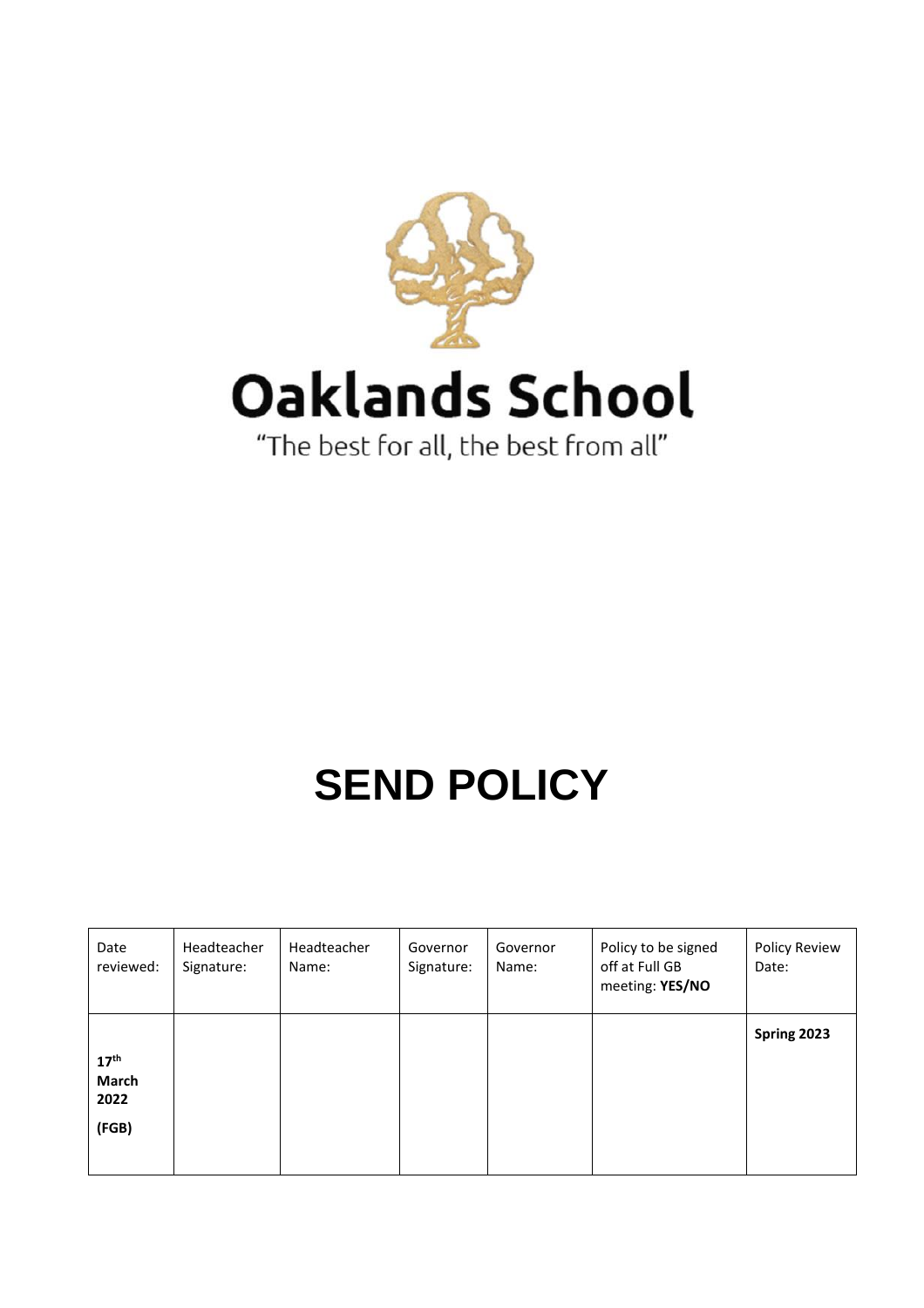# Oaklands School

"The best for all, the best from all"

# SEND POLICY

| Date reviewed: | Headteacher Signature: | Headteacher Name: | Governor Signature: | Governor Name: | Policy to be signed off at Full GB meeting: **YES/NO** | Policy Review Date: |
|---|---|---|---|---|---|---|
| **17th March 2022 (FGB)** | | | | | | **Spring 2023** |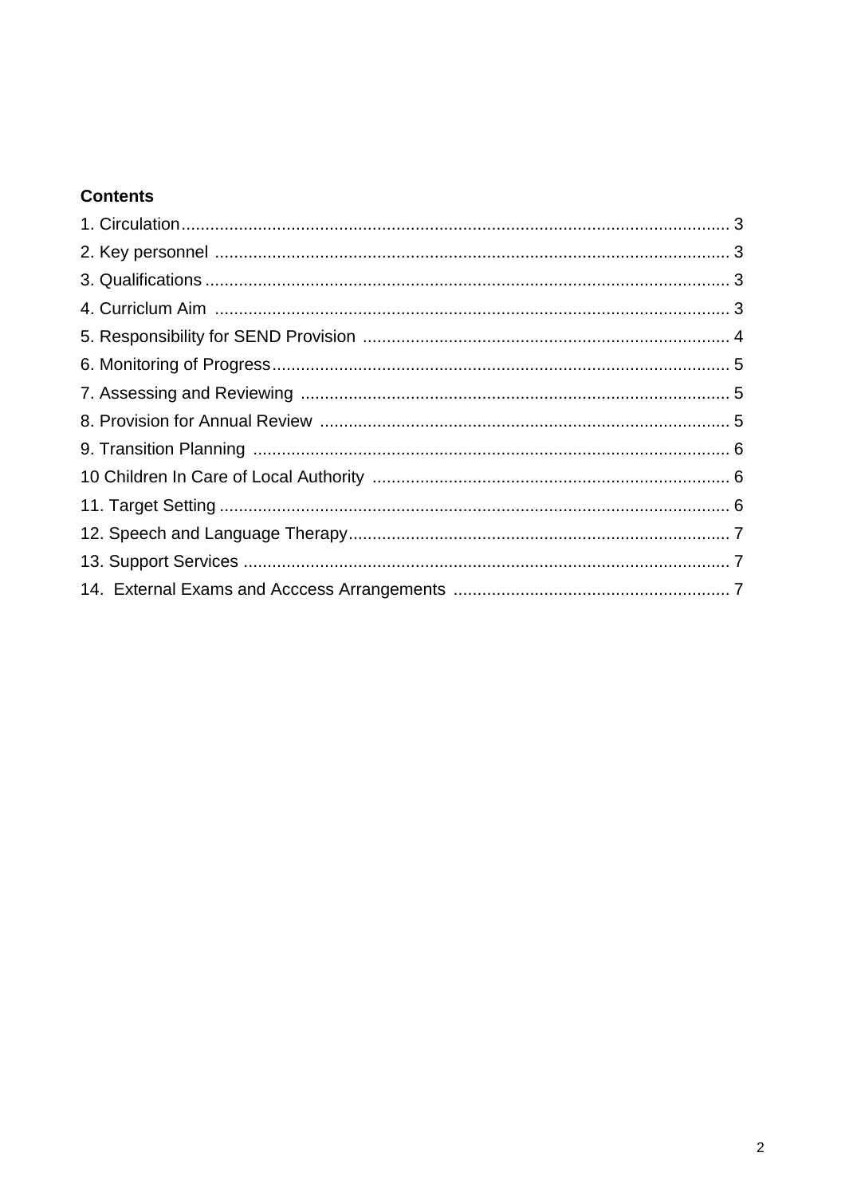**Contents**

1. Circulation........................................................................................................... 3
2. Key personnel ..................................................................................................... 3
3. Qualifications ...................................................................................................... 3
4. Curriclum Aim ..................................................................................................... 3
5. Responsibility for SEND Provision ...................................................................... 4
6. Monitoring of Progress ......................................................................................... 5
7. Assessing and Reviewing .................................................................................... 5
8. Provision for Annual Review ................................................................................ 5
9. Transition Planning .............................................................................................. 6
10 Children In Care of Local Authority ..................................................................... 6
11. Target Setting .................................................................................................... 6
12. Speech and Language Therapy......................................................................... 7
13. Support Services ............................................................................................... 7
14. External Exams and Acccess Arrangements ................................................... 7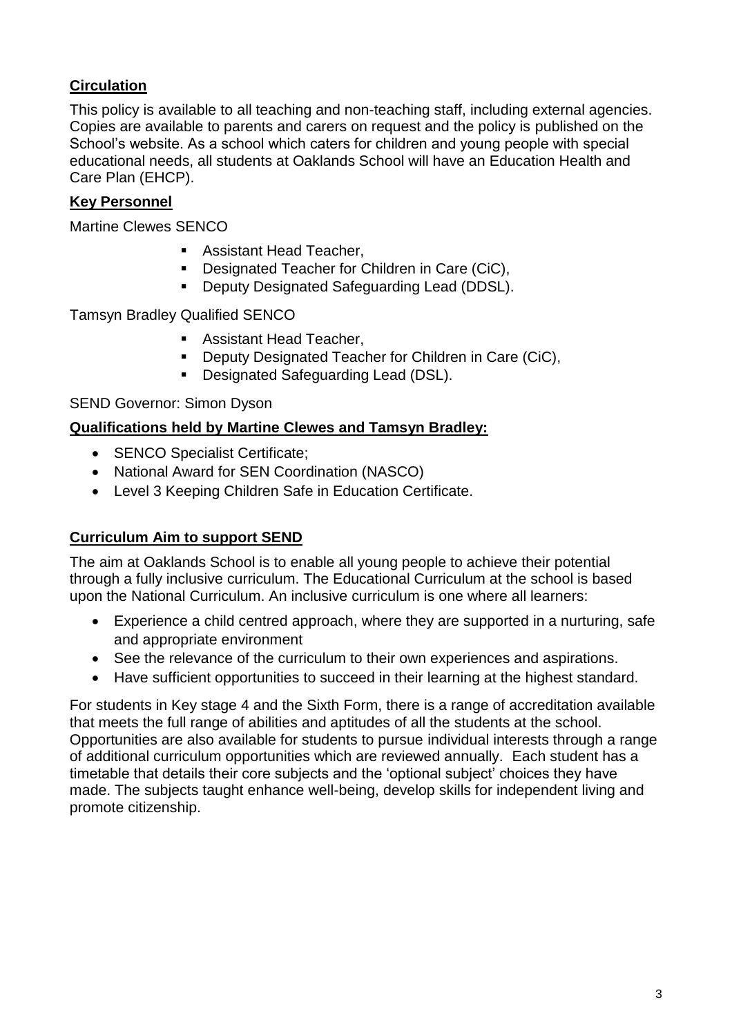## Circulation

This policy is available to all teaching and non-teaching staff, including external agencies. Copies are available to parents and carers on request and the policy is published on the School's website. As a school which caters for children and young people with special educational needs, all students at Oaklands School will have an Education Health and Care Plan (EHCP).

## Key Personnel

Martine Clewes SENCO

- Assistant Head Teacher,
- Designated Teacher for Children in Care (CiC),
- Deputy Designated Safeguarding Lead (DDSL).

Tamsyn Bradley Qualified SENCO

- Assistant Head Teacher,
- Deputy Designated Teacher for Children in Care (CiC),
- Designated Safeguarding Lead (DSL).

SEND Governor: Simon Dyson

## Qualifications held by Martine Clewes and Tamsyn Bradley:

- SENCO Specialist Certificate;
- National Award for SEN Coordination (NASCO)
- Level 3 Keeping Children Safe in Education Certificate.

## Curriculum Aim to support SEND

The aim at Oaklands School is to enable all young people to achieve their potential through a fully inclusive curriculum. The Educational Curriculum at the school is based upon the National Curriculum. An inclusive curriculum is one where all learners:

- Experience a child centred approach, where they are supported in a nurturing, safe and appropriate environment
- See the relevance of the curriculum to their own experiences and aspirations.
- Have sufficient opportunities to succeed in their learning at the highest standard.

For students in Key stage 4 and the Sixth Form, there is a range of accreditation available that meets the full range of abilities and aptitudes of all the students at the school. Opportunities are also available for students to pursue individual interests through a range of additional curriculum opportunities which are reviewed annually. Each student has a timetable that details their core subjects and the 'optional subject' choices they have made. The subjects taught enhance well-being, develop skills for independent living and promote citizenship.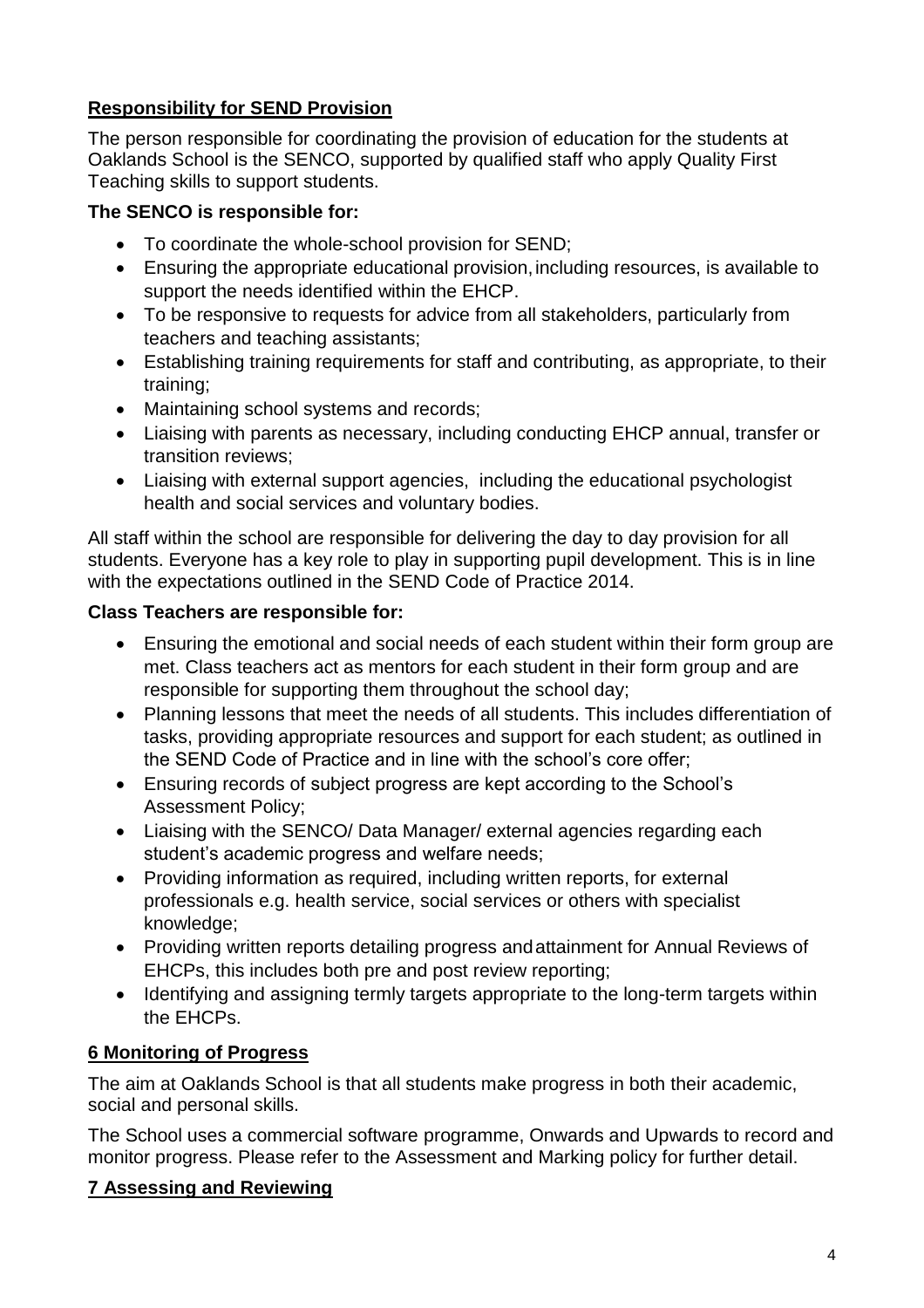## Responsibility for SEND Provision

The person responsible for coordinating the provision of education for the students at Oaklands School is the SENCO, supported by qualified staff who apply Quality First Teaching skills to support students.

**The SENCO is responsible for:**

- To coordinate the whole-school provision for SEND;
- Ensuring the appropriate educational provision, including resources, is available to support the needs identified within the EHCP.
- To be responsive to requests for advice from all stakeholders, particularly from teachers and teaching assistants;
- Establishing training requirements for staff and contributing, as appropriate, to their training;
- Maintaining school systems and records;
- Liaising with parents as necessary, including conducting EHCP annual, transfer or transition reviews;
- Liaising with external support agencies, including the educational psychologist health and social services and voluntary bodies.

All staff within the school are responsible for delivering the day to day provision for all students. Everyone has a key role to play in supporting pupil development. This is in line with the expectations outlined in the SEND Code of Practice 2014.

**Class Teachers are responsible for:**

- Ensuring the emotional and social needs of each student within their form group are met. Class teachers act as mentors for each student in their form group and are responsible for supporting them throughout the school day;
- Planning lessons that meet the needs of all students. This includes differentiation of tasks, providing appropriate resources and support for each student; as outlined in the SEND Code of Practice and in line with the school's core offer;
- Ensuring records of subject progress are kept according to the School's Assessment Policy;
- Liaising with the SENCO/ Data Manager/ external agencies regarding each student's academic progress and welfare needs;
- Providing information as required, including written reports, for external professionals e.g. health service, social services or others with specialist knowledge;
- Providing written reports detailing progress and attainment for Annual Reviews of EHCPs, this includes both pre and post review reporting;
- Identifying and assigning termly targets appropriate to the long-term targets within the EHCPs.

## 6 Monitoring of Progress

The aim at Oaklands School is that all students make progress in both their academic, social and personal skills.

The School uses a commercial software programme, Onwards and Upwards to record and monitor progress. Please refer to the Assessment and Marking policy for further detail.

## 7 Assessing and Reviewing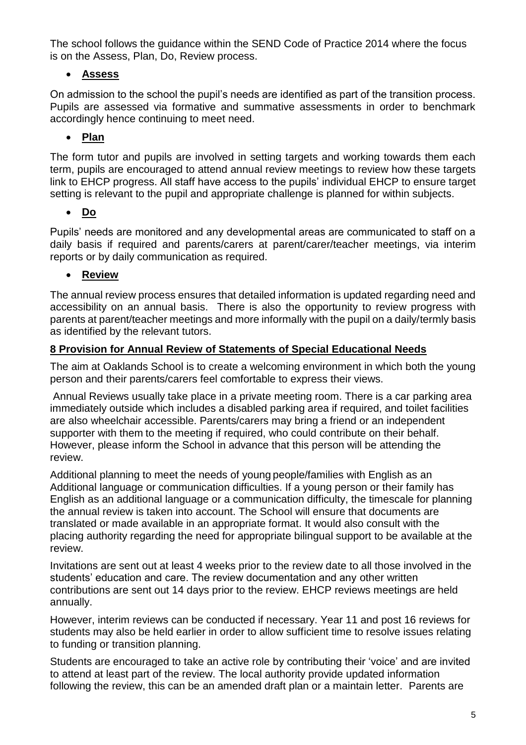The school follows the guidance within the SEND Code of Practice 2014 where the focus is on the Assess, Plan, Do, Review process.

- **Assess**

On admission to the school the pupil's needs are identified as part of the transition process. Pupils are assessed via formative and summative assessments in order to benchmark accordingly hence continuing to meet need.

- **Plan**

The form tutor and pupils are involved in setting targets and working towards them each term, pupils are encouraged to attend annual review meetings to review how these targets link to EHCP progress. All staff have access to the pupils' individual EHCP to ensure target setting is relevant to the pupil and appropriate challenge is planned for within subjects.

- **Do**

Pupils' needs are monitored and any developmental areas are communicated to staff on a daily basis if required and parents/carers at parent/carer/teacher meetings, via interim reports or by daily communication as required.

- **Review**

The annual review process ensures that detailed information is updated regarding need and accessibility on an annual basis. There is also the opportunity to review progress with parents at parent/teacher meetings and more informally with the pupil on a daily/termly basis as identified by the relevant tutors.

## 8 Provision for Annual Review of Statements of Special Educational Needs

The aim at Oaklands School is to create a welcoming environment in which both the young person and their parents/carers feel comfortable to express their views.

Annual Reviews usually take place in a private meeting room. There is a car parking area immediately outside which includes a disabled parking area if required, and toilet facilities are also wheelchair accessible. Parents/carers may bring a friend or an independent supporter with them to the meeting if required, who could contribute on their behalf. However, please inform the School in advance that this person will be attending the review.

Additional planning to meet the needs of young people/families with English as an Additional language or communication difficulties. If a young person or their family has English as an additional language or a communication difficulty, the timescale for planning the annual review is taken into account. The School will ensure that documents are translated or made available in an appropriate format. It would also consult with the placing authority regarding the need for appropriate bilingual support to be available at the review.

Invitations are sent out at least 4 weeks prior to the review date to all those involved in the students' education and care. The review documentation and any other written contributions are sent out 14 days prior to the review. EHCP reviews meetings are held annually.

However, interim reviews can be conducted if necessary. Year 11 and post 16 reviews for students may also be held earlier in order to allow sufficient time to resolve issues relating to funding or transition planning.

Students are encouraged to take an active role by contributing their 'voice' and are invited to attend at least part of the review. The local authority provide updated information following the review, this can be an amended draft plan or a maintain letter. Parents are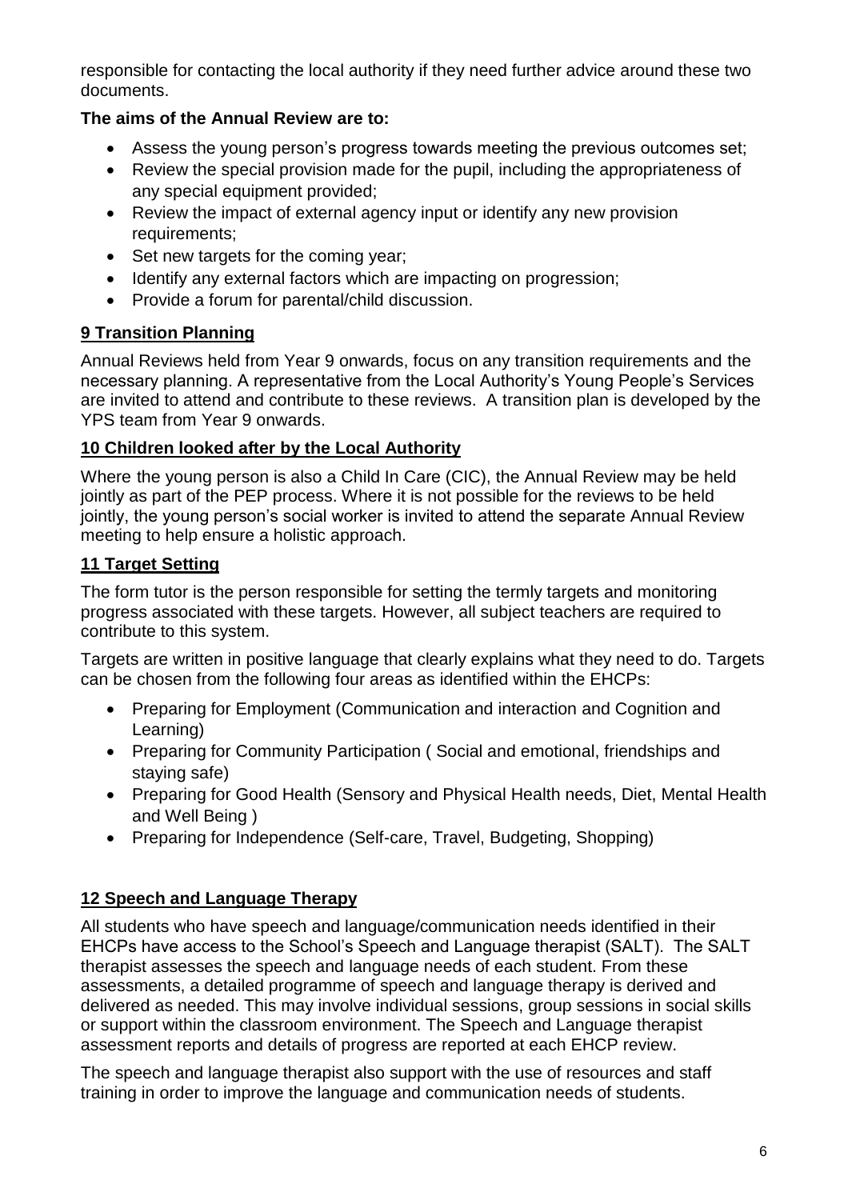responsible for contacting the local authority if they need further advice around these two documents.

**The aims of the Annual Review are to:**

- Assess the young person's progress towards meeting the previous outcomes set;
- Review the special provision made for the pupil, including the appropriateness of any special equipment provided;
- Review the impact of external agency input or identify any new provision requirements;
- Set new targets for the coming year;
- Identify any external factors which are impacting on progression;
- Provide a forum for parental/child discussion.

## 9 Transition Planning

Annual Reviews held from Year 9 onwards, focus on any transition requirements and the necessary planning. A representative from the Local Authority's Young People's Services are invited to attend and contribute to these reviews. A transition plan is developed by the YPS team from Year 9 onwards.

## 10 Children looked after by the Local Authority

Where the young person is also a Child In Care (CIC), the Annual Review may be held jointly as part of the PEP process. Where it is not possible for the reviews to be held jointly, the young person's social worker is invited to attend the separate Annual Review meeting to help ensure a holistic approach.

## 11 Target Setting

The form tutor is the person responsible for setting the termly targets and monitoring progress associated with these targets. However, all subject teachers are required to contribute to this system.

Targets are written in positive language that clearly explains what they need to do. Targets can be chosen from the following four areas as identified within the EHCPs:

- Preparing for Employment (Communication and interaction and Cognition and Learning)
- Preparing for Community Participation ( Social and emotional, friendships and staying safe)
- Preparing for Good Health (Sensory and Physical Health needs, Diet, Mental Health and Well Being )
- Preparing for Independence (Self-care, Travel, Budgeting, Shopping)

## 12 Speech and Language Therapy

All students who have speech and language/communication needs identified in their EHCPs have access to the School's Speech and Language therapist (SALT). The SALT therapist assesses the speech and language needs of each student. From these assessments, a detailed programme of speech and language therapy is derived and delivered as needed. This may involve individual sessions, group sessions in social skills or support within the classroom environment. The Speech and Language therapist assessment reports and details of progress are reported at each EHCP review.

The speech and language therapist also support with the use of resources and staff training in order to improve the language and communication needs of students.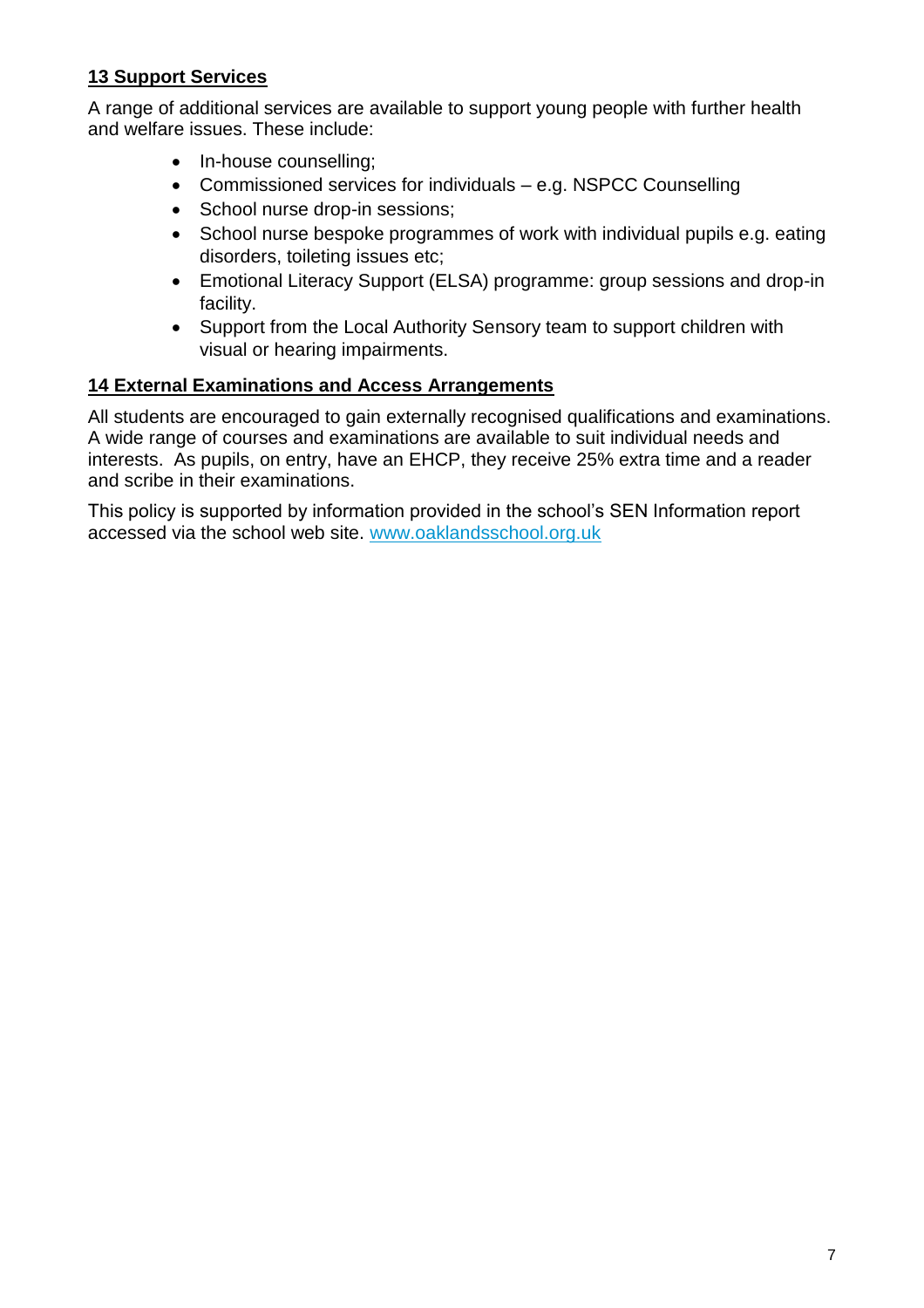## 13 Support Services

A range of additional services are available to support young people with further health and welfare issues. These include:

- In-house counselling;
- Commissioned services for individuals – e.g. NSPCC Counselling
- School nurse drop-in sessions;
- School nurse bespoke programmes of work with individual pupils e.g. eating disorders, toileting issues etc;
- Emotional Literacy Support (ELSA) programme: group sessions and drop-in facility.
- Support from the Local Authority Sensory team to support children with visual or hearing impairments.

## 14 External Examinations and Access Arrangements

All students are encouraged to gain externally recognised qualifications and examinations. A wide range of courses and examinations are available to suit individual needs and interests. As pupils, on entry, have an EHCP, they receive 25% extra time and a reader and scribe in their examinations.

This policy is supported by information provided in the school's SEN Information report accessed via the school web site. [www.oaklandsschool.org.uk](http://www.oaklandsschool.org.uk)